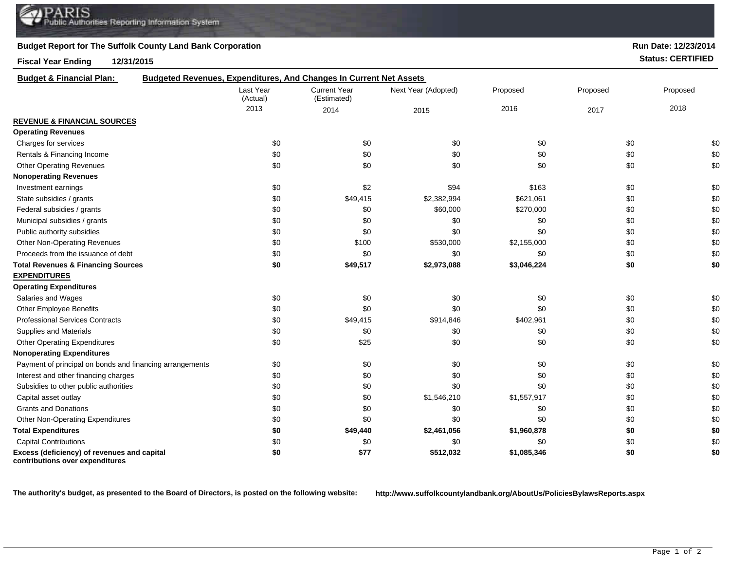PARIS Public Authorities Reporting Information System

**Budget Report for The Suffolk County Land Bank Corporation**

**Run Date: 12/23/2014**

**Fiscal Year Ending 12/31/2015**

**Status: CERTIFIED**

**Budget & Financial Plan: Budgeted Revenues, Expenditures, And Changes In Current Net Assets**

| | Last Year (Actual) 2013 | Current Year (Estimated) 2014 | Next Year (Adopted) 2015 | Proposed 2016 | Proposed 2017 | Proposed 2018 |
|---|---|---|---|---|---|---|
| **REVENUE & FINANCIAL SOURCES** | | | | | | |
| **Operating Revenues** | | | | | | |
| Charges for services | $0 | $0 | $0 | $0 | $0 | $0 |
| Rentals & Financing Income | $0 | $0 | $0 | $0 | $0 | $0 |
| Other Operating Revenues | $0 | $0 | $0 | $0 | $0 | $0 |
| **Nonoperating Revenues** | | | | | | |
| Investment earnings | $0 | $2 | $94 | $163 | $0 | $0 |
| State subsidies / grants | $0 | $49,415 | $2,382,994 | $621,061 | $0 | $0 |
| Federal subsidies / grants | $0 | $0 | $60,000 | $270,000 | $0 | $0 |
| Municipal subsidies / grants | $0 | $0 | $0 | $0 | $0 | $0 |
| Public authority subsidies | $0 | $0 | $0 | $0 | $0 | $0 |
| Other Non-Operating Revenues | $0 | $100 | $530,000 | $2,155,000 | $0 | $0 |
| Proceeds from the issuance of debt | $0 | $0 | $0 | $0 | $0 | $0 |
| **Total Revenues & Financing Sources** | **$0** | **$49,517** | **$2,973,088** | **$3,046,224** | **$0** | **$0** |
| **EXPENDITURES** | | | | | | |
| **Operating Expenditures** | | | | | | |
| Salaries and Wages | $0 | $0 | $0 | $0 | $0 | $0 |
| Other Employee Benefits | $0 | $0 | $0 | $0 | $0 | $0 |
| Professional Services Contracts | $0 | $49,415 | $914,846 | $402,961 | $0 | $0 |
| Supplies and Materials | $0 | $0 | $0 | $0 | $0 | $0 |
| Other Operating Expenditures | $0 | $25 | $0 | $0 | $0 | $0 |
| **Nonoperating Expenditures** | | | | | | |
| Payment of principal on bonds and financing arrangements | $0 | $0 | $0 | $0 | $0 | $0 |
| Interest and other financing charges | $0 | $0 | $0 | $0 | $0 | $0 |
| Subsidies to other public authorities | $0 | $0 | $0 | $0 | $0 | $0 |
| Capital asset outlay | $0 | $0 | $1,546,210 | $1,557,917 | $0 | $0 |
| Grants and Donations | $0 | $0 | $0 | $0 | $0 | $0 |
| Other Non-Operating Expenditures | $0 | $0 | $0 | $0 | $0 | $0 |
| **Total Expenditures** | **$0** | **$49,440** | **$2,461,056** | **$1,960,878** | **$0** | **$0** |
| Capital Contributions | $0 | $0 | $0 | $0 | $0 | $0 |
| **Excess (deficiency) of revenues and capital contributions over expenditures** | **$0** | **$77** | **$512,032** | **$1,085,346** | **$0** | **$0** |

**The authority's budget, as presented to the Board of Directors, is posted on the following website:** **http://www.suffolkcountylandbank.org/AboutUs/PoliciesBylawsReports.aspx**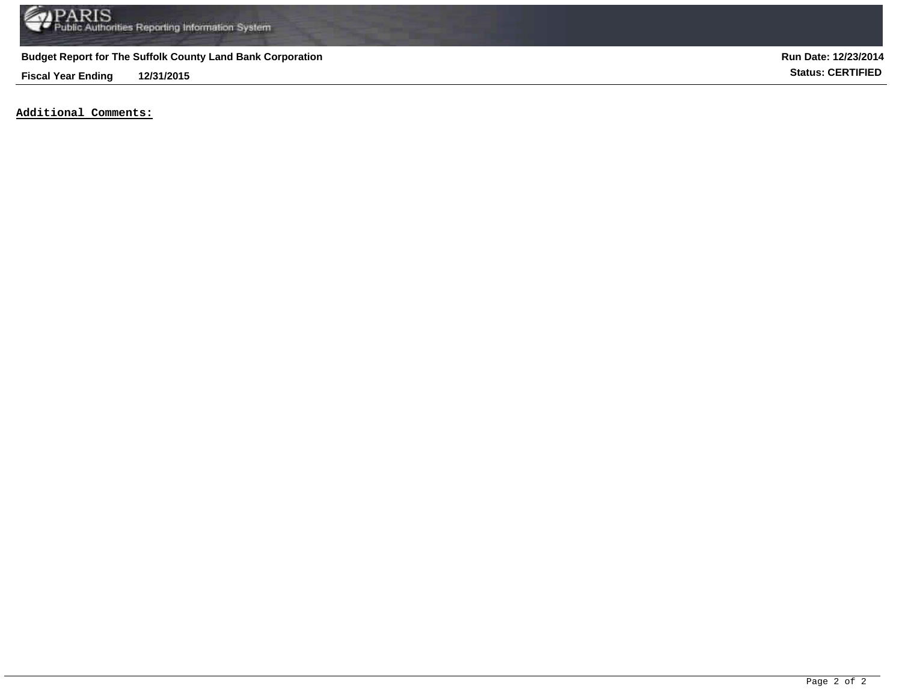**Budget Report for The Suffolk County Land Bank Corporation**

**Run Date: 12/23/2014**

**Fiscal Year Ending 12/31/2015**

**Status: CERTIFIED**

**Additional Comments:**